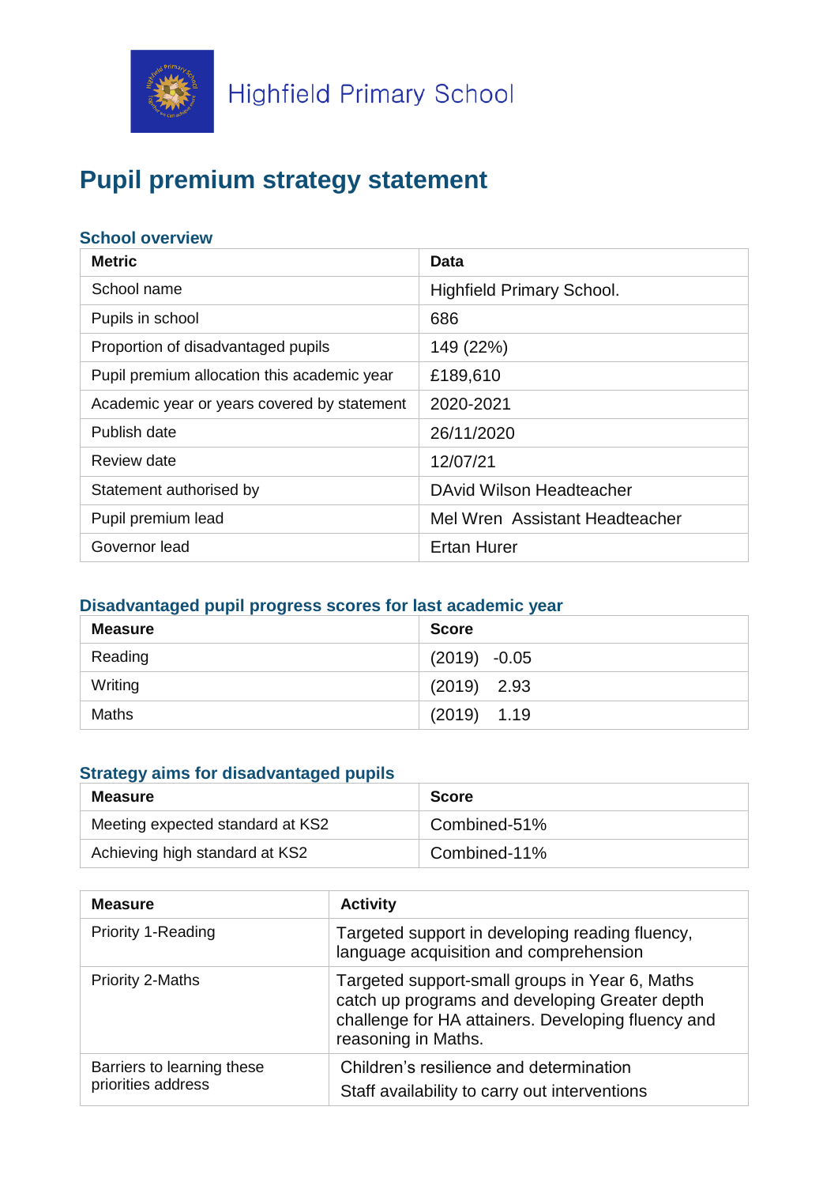Highfield Primary School

# Pupil premium strategy statement

## School overview

| Metric | Data |
|---|---|
| School name | Highfield Primary School. |
| Pupils in school | 686 |
| Proportion of disadvantaged pupils | 149 (22%) |
| Pupil premium allocation this academic year | £189,610 |
| Academic year or years covered by statement | 2020-2021 |
| Publish date | 26/11/2020 |
| Review date | 12/07/21 |
| Statement authorised by | DAvid Wilson Headteacher |
| Pupil premium lead | Mel Wren Assistant Headteacher |
| Governor lead | Ertan Hurer |

## Disadvantaged pupil progress scores for last academic year

| Measure | Score |
|---|---|
| Reading | (2019) -0.05 |
| Writing | (2019) 2.93 |
| Maths | (2019) 1.19 |

## Strategy aims for disadvantaged pupils

| Measure | Score |
|---|---|
| Meeting expected standard at KS2 | Combined-51% |
| Achieving high standard at KS2 | Combined-11% |

| Measure | Activity |
|---|---|
| Priority 1-Reading | Targeted support in developing reading fluency, language acquisition and comprehension |
| Priority 2-Maths | Targeted support-small groups in Year 6, Maths catch up programs and developing Greater depth challenge for HA attainers. Developing fluency and reasoning in Maths. |
| Barriers to learning these priorities address | Children's resilience and determination<br>Staff availability to carry out interventions |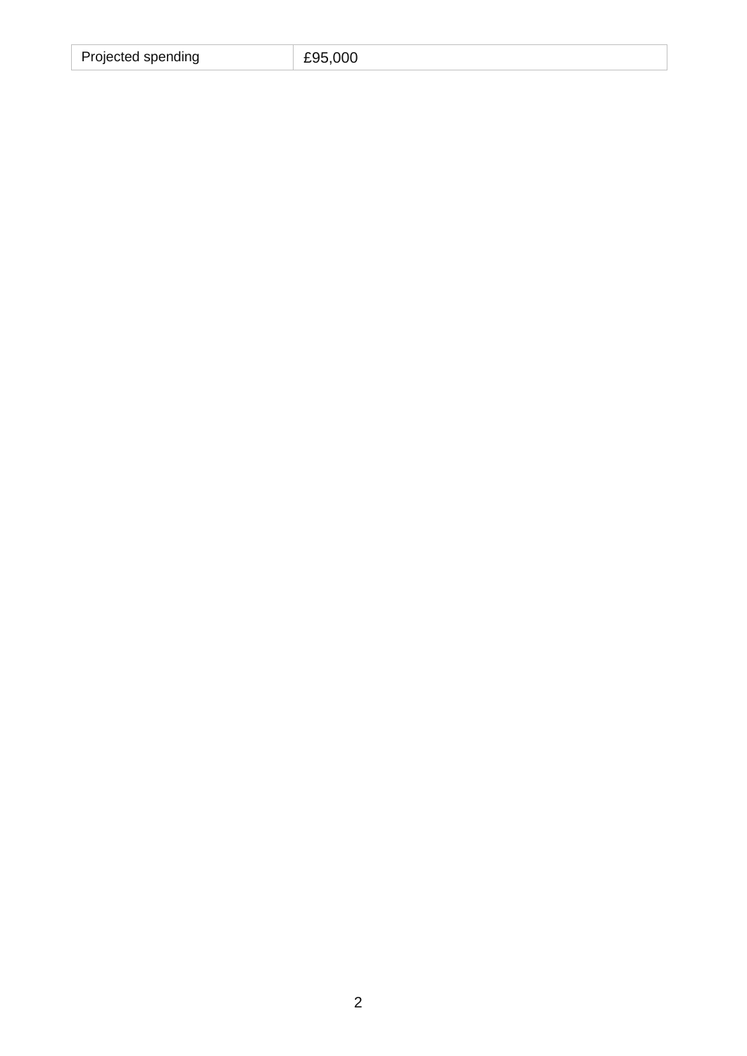| Projected spending | £95,000 |
|---|---|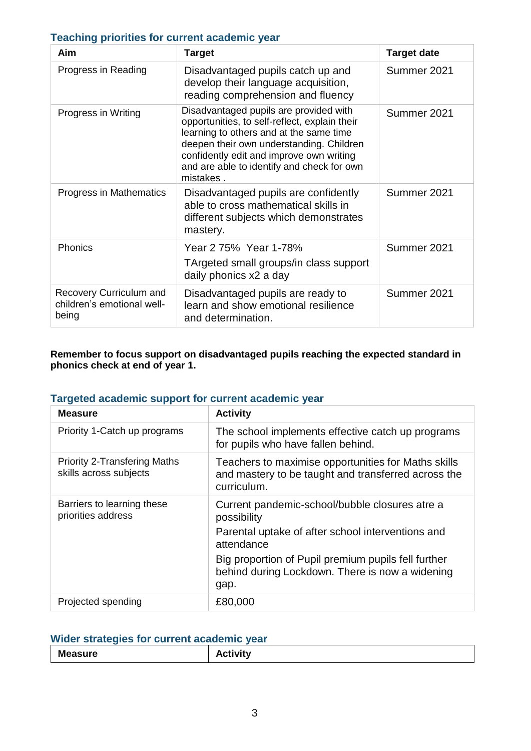### Teaching priorities for current academic year

| Aim | Target | Target date |
|---|---|---|
| Progress in Reading | Disadvantaged pupils catch up and develop their language acquisition, reading comprehension and fluency | Summer 2021 |
| Progress in Writing | Disadvantaged pupils are provided with opportunities, to self-reflect, explain their learning to others and at the same time deepen their own understanding. Children confidently edit and improve own writing and are able to identify and check for own mistakes . | Summer 2021 |
| Progress in Mathematics | Disadvantaged pupils are confidently able to cross mathematical skills in different subjects which demonstrates mastery. | Summer 2021 |
| Phonics | Year 2 75% Year 1-78%<br>TArgeted small groups/in class support daily phonics x2 a day | Summer 2021 |
| Recovery Curriculum and children's emotional well-being | Disadvantaged pupils are ready to learn and show emotional resilience and determination. | Summer 2021 |

**Remember to focus support on disadvantaged pupils reaching the expected standard in phonics check at end of year 1.**

### Targeted academic support for current academic year

| Measure | Activity |
|---|---|
| Priority 1-Catch up programs | The school implements effective catch up programs for pupils who have fallen behind. |
| Priority 2-Transfering Maths skills across subjects | Teachers to maximise opportunities for Maths skills and mastery to be taught and transferred across the curriculum. |
| Barriers to learning these priorities address | Current pandemic-school/bubble closures atre a possibility<br>Parental uptake of after school interventions and attendance<br>Big proportion of Pupil premium pupils fell further behind during Lockdown. There is now a widening gap. |
| Projected spending | £80,000 |

### Wider strategies for current academic year

| Measure | Activity |
|---|---|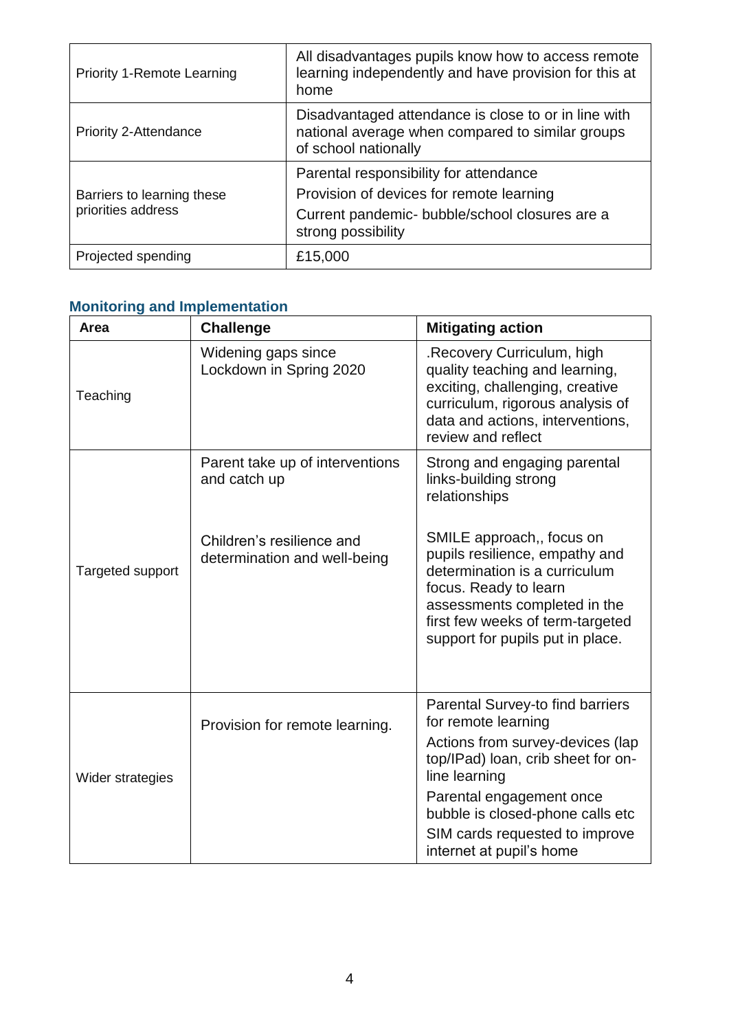| Priority 1-Remote Learning | All disadvantages pupils know how to access remote learning independently and have provision for this at home |
|---|---|
| Priority 2-Attendance | Disadvantaged attendance is close to or in line with national average when compared to similar groups of school nationally |
| Barriers to learning these priorities address | Parental responsibility for attendance<br>Provision of devices for remote learning<br>Current pandemic- bubble/school closures are a strong possibility |
| Projected spending | £15,000 |

### Monitoring and Implementation

| Area | Challenge | Mitigating action |
|---|---|---|
| Teaching | Widening gaps since Lockdown in Spring 2020 | .Recovery Curriculum, high quality teaching and learning, exciting, challenging, creative curriculum, rigorous analysis of data and actions, interventions, review and reflect |
| Targeted support | Parent take up of interventions and catch up<br><br>Children's resilience and determination and well-being | Strong and engaging parental links-building strong relationships<br><br>SMILE approach,, focus on pupils resilience, empathy and determination is a curriculum focus. Ready to learn assessments completed in the first few weeks of term-targeted support for pupils put in place. |
| Wider strategies | Provision for remote learning. | Parental Survey-to find barriers for remote learning<br>Actions from survey-devices (lap top/IPad) loan, crib sheet for on-line learning<br>Parental engagement once bubble is closed-phone calls etc<br>SIM cards requested to improve internet at pupil's home |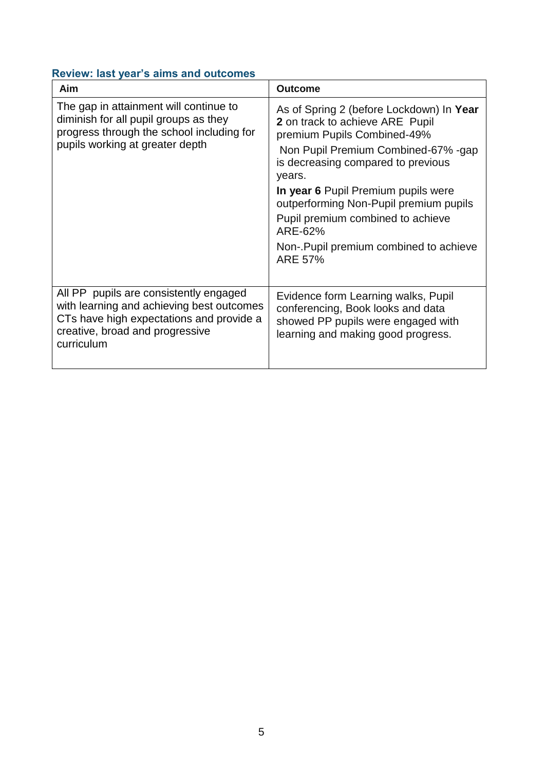## Review: last year's aims and outcomes

| Aim | Outcome |
|---|---|
| The gap in attainment will continue to diminish for all pupil groups as they progress through the school including for pupils working at greater depth | As of Spring 2 (before Lockdown) In **Year 2** on track to achieve ARE Pupil premium Pupils Combined-49%<br>Non Pupil Premium Combined-67% -gap is decreasing compared to previous years.<br>**In year 6** Pupil Premium pupils were outperforming Non-Pupil premium pupils<br>Pupil premium combined to achieve ARE-62%<br>Non-.Pupil premium combined to achieve ARE 57% |
| All PP pupils are consistently engaged with learning and achieving best outcomes CTs have high expectations and provide a creative, broad and progressive curriculum | Evidence form Learning walks, Pupil conferencing, Book looks and data showed PP pupils were engaged with learning and making good progress. |